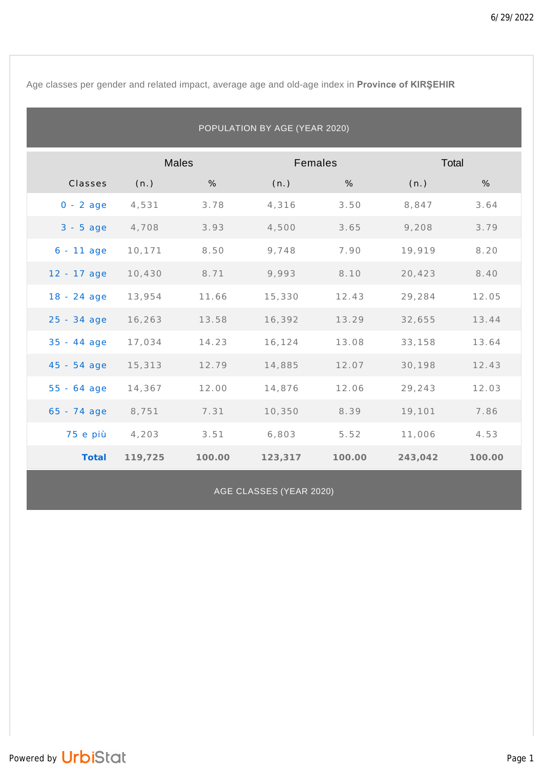Age classes per gender and related impact, average age and old-age index in **Province of KIRŞEHIR**

## POPULATION BY AGE (YEAR 2020)

| | Males | | Females | | Total | |
|---|---|---|---|---|---|---|
| Classes | (n.) | % | (n.) | % | (n.) | % |
| 0 - 2 age | 4,531 | 3.78 | 4,316 | 3.50 | 8,847 | 3.64 |
| 3 - 5 age | 4,708 | 3.93 | 4,500 | 3.65 | 9,208 | 3.79 |
| 6 - 11 age | 10,171 | 8.50 | 9,748 | 7.90 | 19,919 | 8.20 |
| 12 - 17 age | 10,430 | 8.71 | 9,993 | 8.10 | 20,423 | 8.40 |
| 18 - 24 age | 13,954 | 11.66 | 15,330 | 12.43 | 29,284 | 12.05 |
| 25 - 34 age | 16,263 | 13.58 | 16,392 | 13.29 | 32,655 | 13.44 |
| 35 - 44 age | 17,034 | 14.23 | 16,124 | 13.08 | 33,158 | 13.64 |
| 45 - 54 age | 15,313 | 12.79 | 14,885 | 12.07 | 30,198 | 12.43 |
| 55 - 64 age | 14,367 | 12.00 | 14,876 | 12.06 | 29,243 | 12.03 |
| 65 - 74 age | 8,751 | 7.31 | 10,350 | 8.39 | 19,101 | 7.86 |
| 75 e più | 4,203 | 3.51 | 6,803 | 5.52 | 11,006 | 4.53 |
| **Total** | **119,725** | **100.00** | **123,317** | **100.00** | **243,042** | **100.00** |

## AGE CLASSES (YEAR 2020)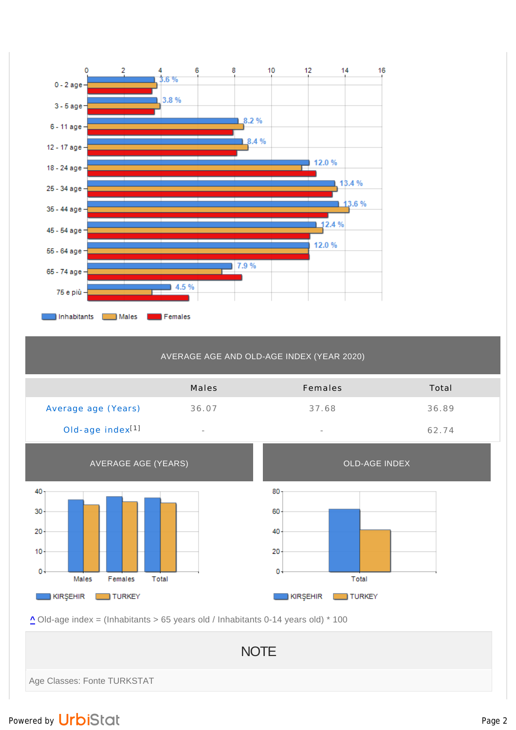| | Inhabitants |
|---|---|
| 0 - 2 age | 3.6 % |
| 3 - 5 age | 3.8 % |
| 6 - 11 age | 8.2 % |
| 12 - 17 age | 8.4 % |
| 18 - 24 age | 12.0 % |
| 25 - 34 age | 13.4 % |
| 35 - 44 age | 13.6 % |
| 45 - 54 age | 12.4 % |
| 55 - 64 age | 12.0 % |
| 65 - 74 age | 7.9 % |
| 75 e più | 4.5 % |

Inhabitants   Males   Females

## AVERAGE AGE AND OLD-AGE INDEX (YEAR 2020)

| | Males | Females | Total |
|---|---|---|---|
| Average age (Years) | 36.07 | 37.68 | 36.89 |
| Old-age index[1] | - | - | 62.74 |

## AVERAGE AGE (YEARS)

KIRŞEHIR   TURKEY

## OLD-AGE INDEX

KIRŞEHIR   TURKEY

^ Old-age index = (Inhabitants > 65 years old / Inhabitants 0-14 years old) * 100

## NOTE

Age Classes: Fonte TURKSTAT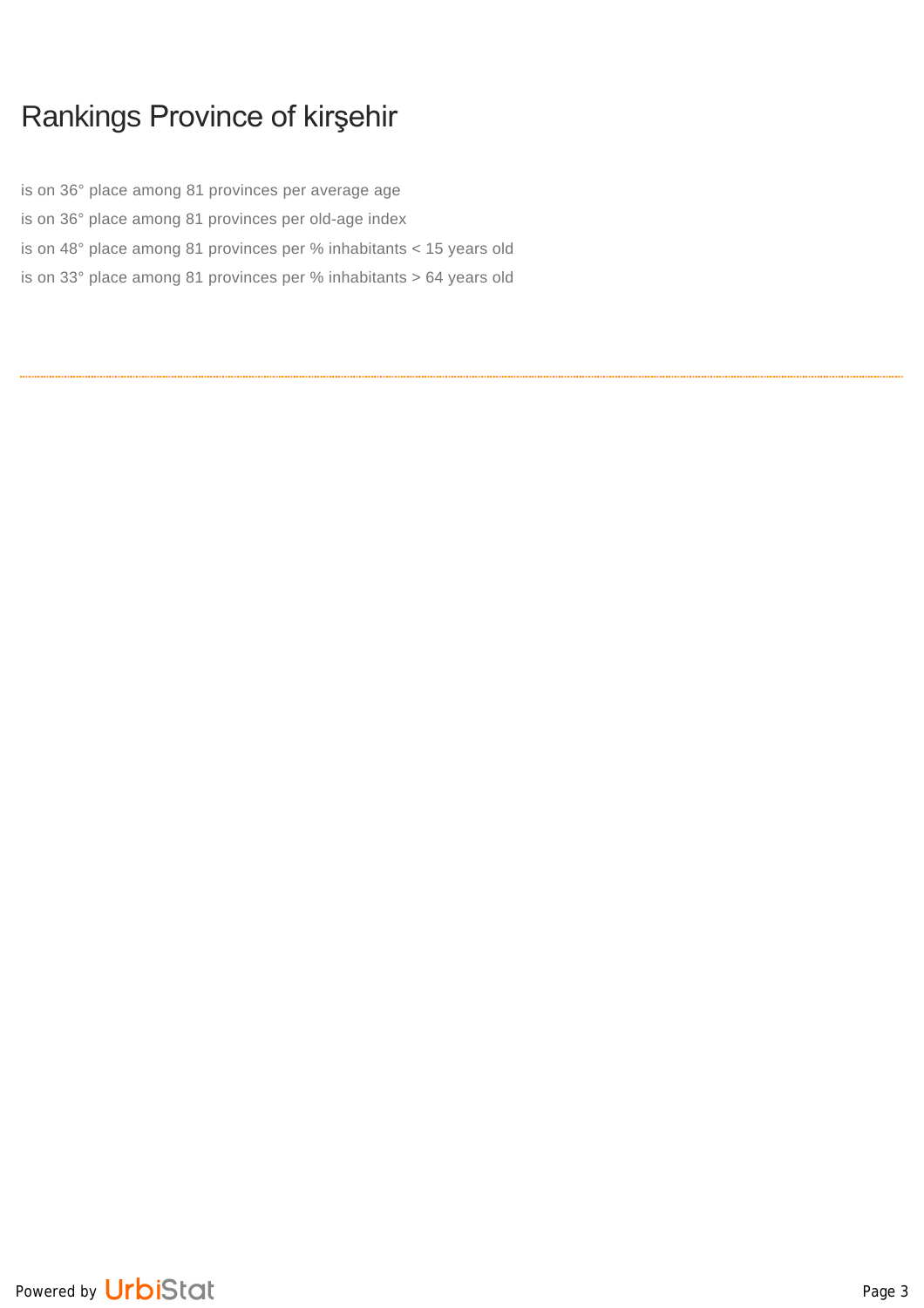# Rankings Province of kirşehir

is on 36° place among 81 provinces per average age

is on 36° place among 81 provinces per old-age index

is on 48° place among 81 provinces per % inhabitants < 15 years old

is on 33° place among 81 provinces per % inhabitants > 64 years old